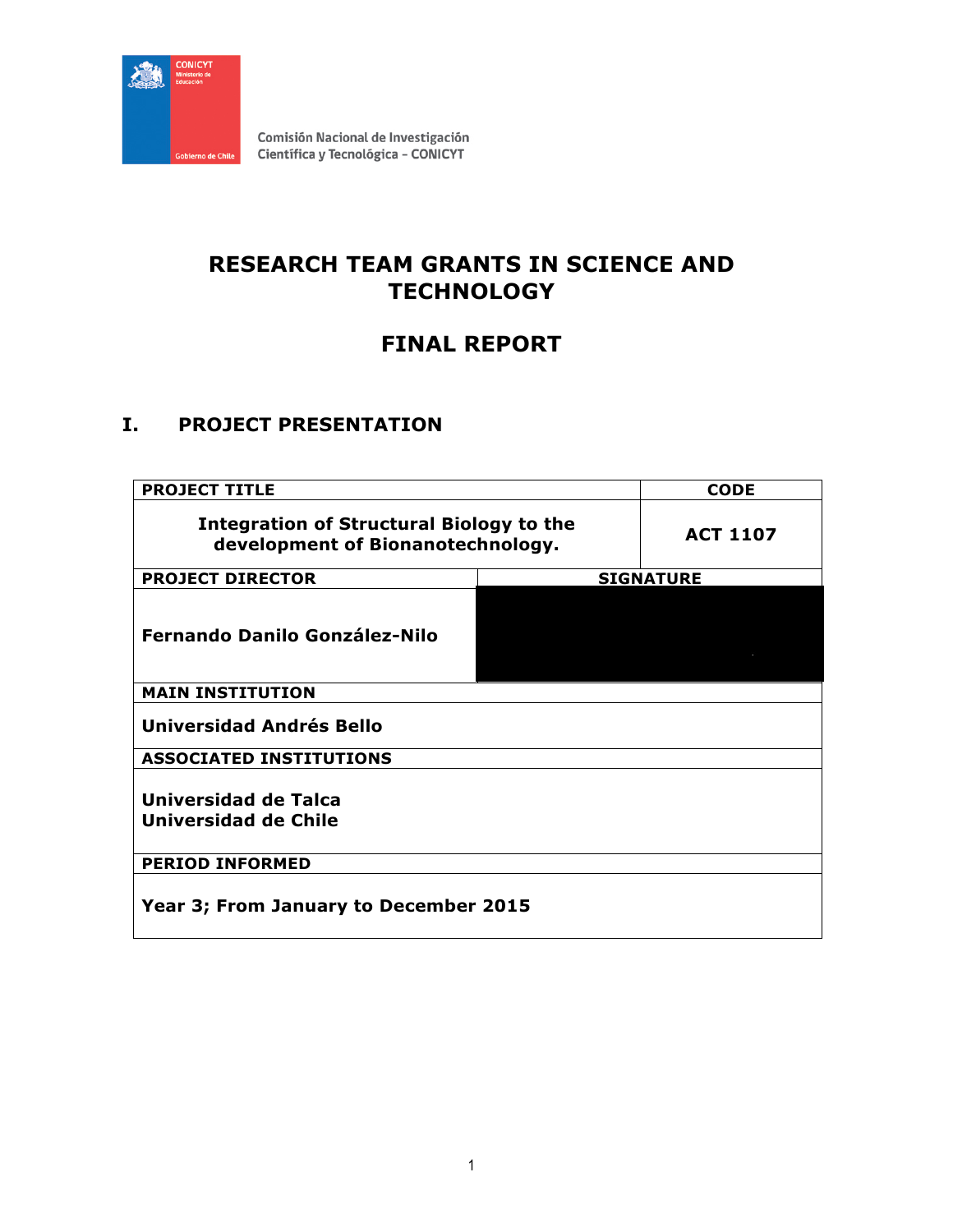CONICYT
Ministerio de Educación
Gobierno de Chile

Comisión Nacional de Investigación Científica y Tecnológica - CONICYT

# RESEARCH TEAM GRANTS IN SCIENCE AND TECHNOLOGY

# FINAL REPORT

## I. PROJECT PRESENTATION

| PROJECT TITLE | | CODE |
|---|---|---|
| **Integration of Structural Biology to the development of Bionanotechnology.** | | **ACT 1107** |
| **PROJECT DIRECTOR** | **SIGNATURE** | |
| **Fernando Danilo González-Nilo** | | |
| **MAIN INSTITUTION** | | |
| **Universidad Andrés Bello** | | |
| **ASSOCIATED INSTITUTIONS** | | |
| **Universidad de Talca**<br>**Universidad de Chile** | | |
| **PERIOD INFORMED** | | |
| **Year 3; From January to December 2015** | | |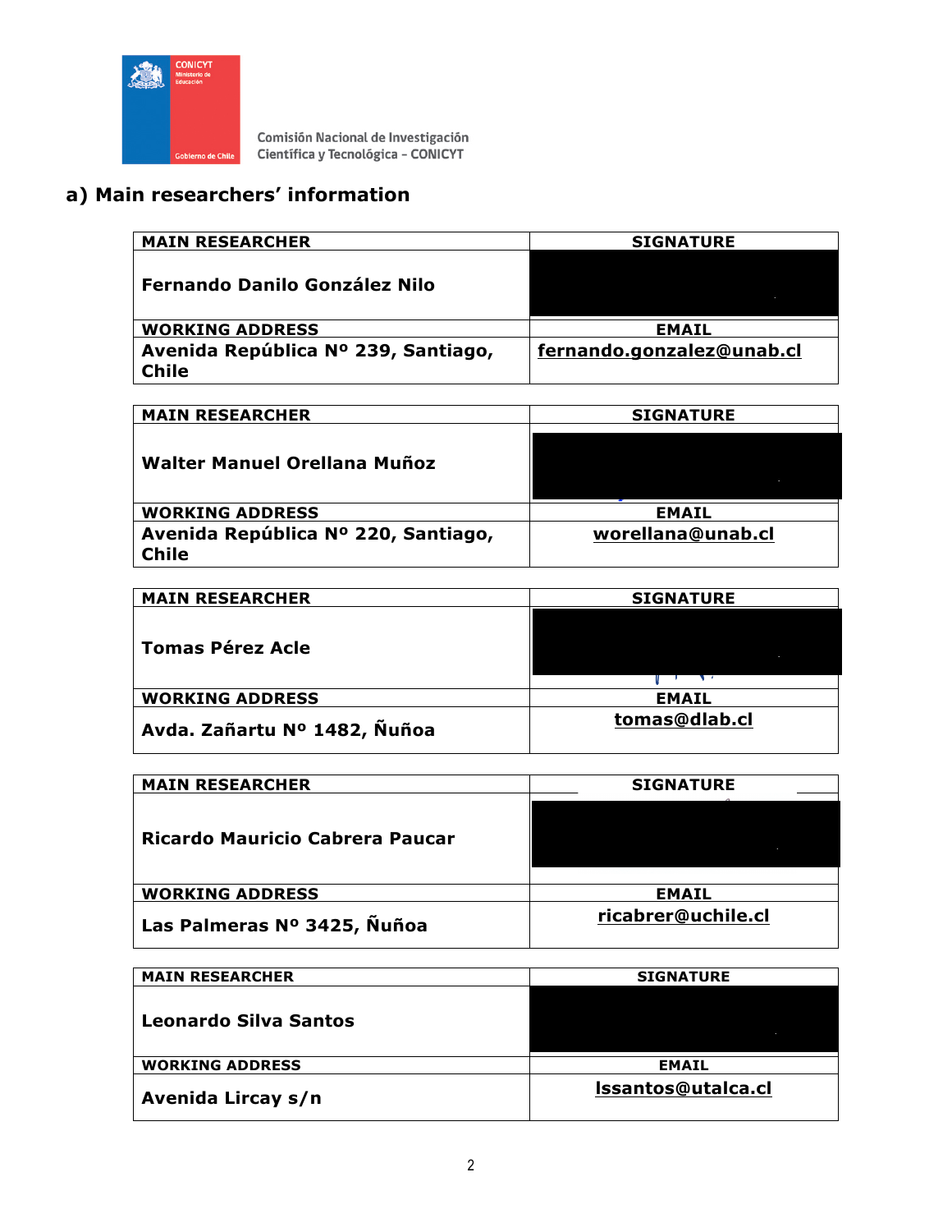Comisión Nacional de Investigación Científica y Tecnológica - CONICYT

## a) Main researchers' information

| MAIN RESEARCHER | SIGNATURE |
|---|---|
| **Fernando Danilo González Nilo** | |
| **WORKING ADDRESS** | **EMAIL** |
| **Avenida República Nº 239, Santiago, Chile** | **fernando.gonzalez@unab.cl** |

| MAIN RESEARCHER | SIGNATURE |
|---|---|
| **Walter Manuel Orellana Muñoz** | |
| **WORKING ADDRESS** | **EMAIL** |
| **Avenida República Nº 220, Santiago, Chile** | **worellana@unab.cl** |

| MAIN RESEARCHER | SIGNATURE |
|---|---|
| **Tomas Pérez Acle** | |
| **WORKING ADDRESS** | **EMAIL** |
| **Avda. Zañartu Nº 1482, Ñuñoa** | **tomas@dlab.cl** |

| MAIN RESEARCHER | SIGNATURE |
|---|---|
| **Ricardo Mauricio Cabrera Paucar** | |
| **WORKING ADDRESS** | **EMAIL** |
| **Las Palmeras Nº 3425, Ñuñoa** | **ricabrer@uchile.cl** |

| MAIN RESEARCHER | SIGNATURE |
|---|---|
| **Leonardo Silva Santos** | |
| **WORKING ADDRESS** | **EMAIL** |
| **Avenida Lircay s/n** | **lssantos@utalca.cl** |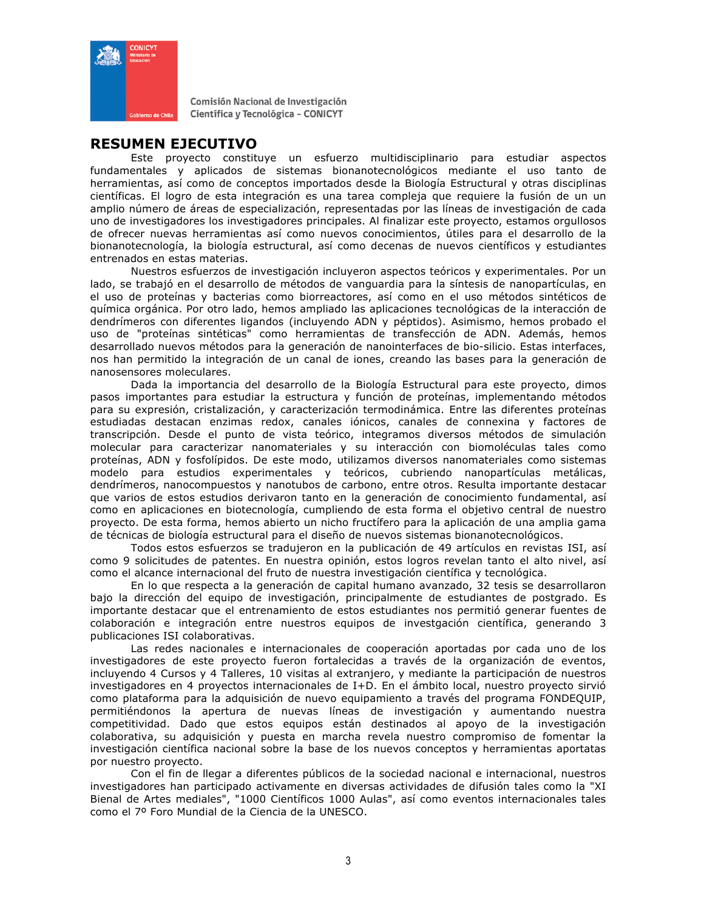## RESUMEN EJECUTIVO

Este proyecto constituye un esfuerzo multidisciplinario para estudiar aspectos fundamentales y aplicados de sistemas bionanotecnológicos mediante el uso tanto de herramientas, así como de conceptos importados desde la Biología Estructural y otras disciplinas científicas. El logro de esta integración es una tarea compleja que requiere la fusión de un un amplio número de áreas de especialización, representadas por las líneas de investigación de cada uno de investigadores los investigadores principales. Al finalizar este proyecto, estamos orgullosos de ofrecer nuevas herramientas así como nuevos conocimientos, útiles para el desarrollo de la bionanotecnología, la biología estructural, así como decenas de nuevos científicos y estudiantes entrenados en estas materias.

Nuestros esfuerzos de investigación incluyeron aspectos teóricos y experimentales. Por un lado, se trabajó en el desarrollo de métodos de vanguardia para la síntesis de nanopartículas, en el uso de proteínas y bacterias como biorreactores, así como en el uso métodos sintéticos de química orgánica. Por otro lado, hemos ampliado las aplicaciones tecnológicas de la interacción de dendrímeros con diferentes ligandos (incluyendo ADN y péptidos). Asimismo, hemos probado el uso de "proteínas sintéticas" como herramientas de transfección de ADN. Además, hemos desarrollado nuevos métodos para la generación de nanointerfaces de bio-silicio. Estas interfaces, nos han permitido la integración de un canal de iones, creando las bases para la generación de nanosensores moleculares.

Dada la importancia del desarrollo de la Biología Estructural para este proyecto, dimos pasos importantes para estudiar la estructura y función de proteínas, implementando métodos para su expresión, cristalización, y caracterización termodinámica. Entre las diferentes proteínas estudiadas destacan enzimas redox, canales iónicos, canales de connexina y factores de transcripción. Desde el punto de vista teórico, integramos diversos métodos de simulación molecular para caracterizar nanomateriales y su interacción con biomoléculas tales como proteínas, ADN y fosfolípidos. De este modo, utilizamos diversos nanomateriales como sistemas modelo para estudios experimentales y teóricos, cubriendo nanopartículas metálicas, dendrímeros, nanocompuestos y nanotubos de carbono, entre otros. Resulta importante destacar que varios de estos estudios derivaron tanto en la generación de conocimiento fundamental, así como en aplicaciones en biotecnología, cumpliendo de esta forma el objetivo central de nuestro proyecto. De esta forma, hemos abierto un nicho fructífero para la aplicación de una amplia gama de técnicas de biología estructural para el diseño de nuevos sistemas bionanotecnológicos.

Todos estos esfuerzos se tradujeron en la publicación de 49 artículos en revistas ISI, así como 9 solicitudes de patentes. En nuestra opinión, estos logros revelan tanto el alto nivel, así como el alcance internacional del fruto de nuestra investigación científica y tecnológica.

En lo que respecta a la generación de capital humano avanzado, 32 tesis se desarrollaron bajo la dirección del equipo de investigación, principalmente de estudiantes de postgrado. Es importante destacar que el entrenamiento de estos estudiantes nos permitió generar fuentes de colaboración e integración entre nuestros equipos de investgación científica, generando 3 publicaciones ISI colaborativas.

Las redes nacionales e internacionales de cooperación aportadas por cada uno de los investigadores de este proyecto fueron fortalecidas a través de la organización de eventos, incluyendo 4 Cursos y 4 Talleres, 10 visitas al extranjero, y mediante la participación de nuestros investigadores en 4 proyectos internacionales de I+D. En el ámbito local, nuestro proyecto sirvió como plataforma para la adquisición de nuevo equipamiento a través del programa FONDEQUIP, permitiéndonos la apertura de nuevas líneas de investigación y aumentando nuestra competitividad. Dado que estos equipos están destinados al apoyo de la investigación colaborativa, su adquisición y puesta en marcha revela nuestro compromiso de fomentar la investigación científica nacional sobre la base de los nuevos conceptos y herramientas aportatas por nuestro proyecto.

Con el fin de llegar a diferentes públicos de la sociedad nacional e internacional, nuestros investigadores han participado activamente en diversas actividades de difusión tales como la "XI Bienal de Artes mediales", "1000 Científicos 1000 Aulas", así como eventos internacionales tales como el 7º Foro Mundial de la Ciencia de la UNESCO.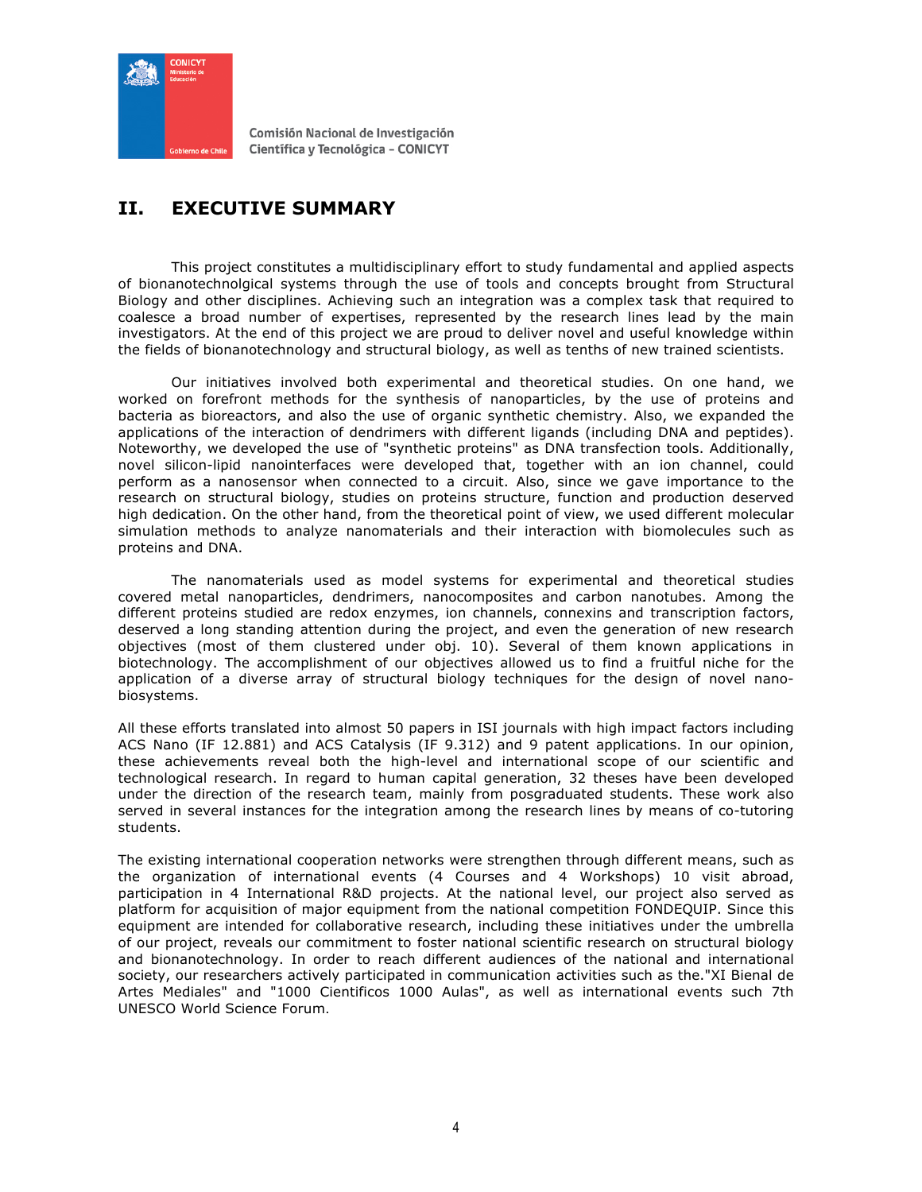## II. EXECUTIVE SUMMARY

This project constitutes a multidisciplinary effort to study fundamental and applied aspects of bionanotechnolgical systems through the use of tools and concepts brought from Structural Biology and other disciplines. Achieving such an integration was a complex task that required to coalesce a broad number of expertises, represented by the research lines lead by the main investigators. At the end of this project we are proud to deliver novel and useful knowledge within the fields of bionanotechnology and structural biology, as well as tenths of new trained scientists.

Our initiatives involved both experimental and theoretical studies. On one hand, we worked on forefront methods for the synthesis of nanoparticles, by the use of proteins and bacteria as bioreactors, and also the use of organic synthetic chemistry. Also, we expanded the applications of the interaction of dendrimers with different ligands (including DNA and peptides). Noteworthy, we developed the use of "synthetic proteins" as DNA transfection tools. Additionally, novel silicon-lipid nanointerfaces were developed that, together with an ion channel, could perform as a nanosensor when connected to a circuit. Also, since we gave importance to the research on structural biology, studies on proteins structure, function and production deserved high dedication. On the other hand, from the theoretical point of view, we used different molecular simulation methods to analyze nanomaterials and their interaction with biomolecules such as proteins and DNA.

The nanomaterials used as model systems for experimental and theoretical studies covered metal nanoparticles, dendrimers, nanocomposites and carbon nanotubes. Among the different proteins studied are redox enzymes, ion channels, connexins and transcription factors, deserved a long standing attention during the project, and even the generation of new research objectives (most of them clustered under obj. 10). Several of them known applications in biotechnology. The accomplishment of our objectives allowed us to find a fruitful niche for the application of a diverse array of structural biology techniques for the design of novel nano-biosystems.

All these efforts translated into almost 50 papers in ISI journals with high impact factors including ACS Nano (IF 12.881) and ACS Catalysis (IF 9.312) and 9 patent applications. In our opinion, these achievements reveal both the high-level and international scope of our scientific and technological research. In regard to human capital generation, 32 theses have been developed under the direction of the research team, mainly from posgraduated students. These work also served in several instances for the integration among the research lines by means of co-tutoring students.

The existing international cooperation networks were strengthen through different means, such as the organization of international events (4 Courses and 4 Workshops) 10 visit abroad, participation in 4 International R&D projects. At the national level, our project also served as platform for acquisition of major equipment from the national competition FONDEQUIP. Since this equipment are intended for collaborative research, including these initiatives under the umbrella of our project, reveals our commitment to foster national scientific research on structural biology and bionanotechnology. In order to reach different audiences of the national and international society, our researchers actively participated in communication activities such as the."XI Bienal de Artes Mediales" and "1000 Cientificos 1000 Aulas", as well as international events such 7th UNESCO World Science Forum.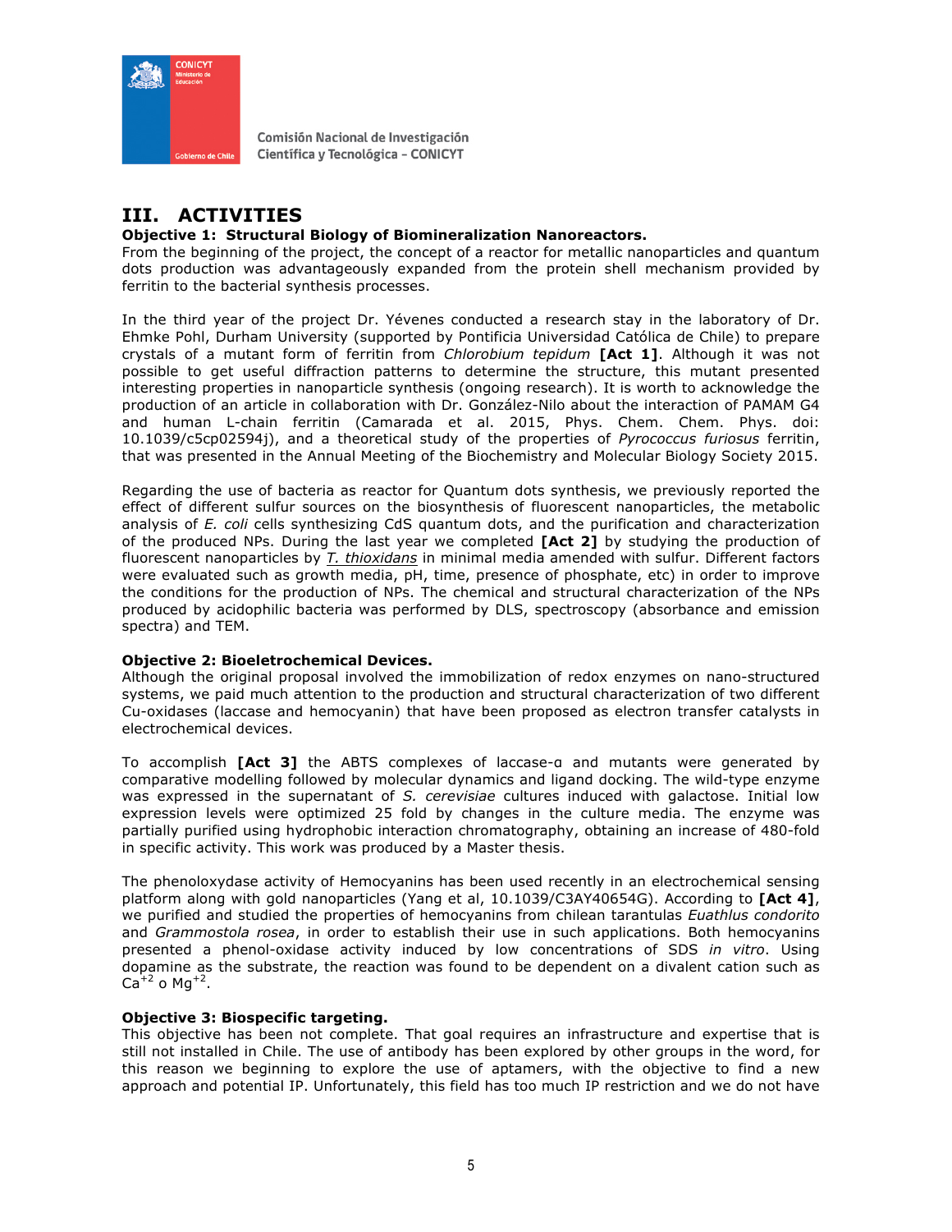## III. ACTIVITIES

**Objective 1: Structural Biology of Biomineralization Nanoreactors.**

From the beginning of the project, the concept of a reactor for metallic nanoparticles and quantum dots production was advantageously expanded from the protein shell mechanism provided by ferritin to the bacterial synthesis processes.

In the third year of the project Dr. Yévenes conducted a research stay in the laboratory of Dr. Ehmke Pohl, Durham University (supported by Pontificia Universidad Católica de Chile) to prepare crystals of a mutant form of ferritin from *Chlorobium tepidum* **[Act 1]**. Although it was not possible to get useful diffraction patterns to determine the structure, this mutant presented interesting properties in nanoparticle synthesis (ongoing research). It is worth to acknowledge the production of an article in collaboration with Dr. González-Nilo about the interaction of PAMAM G4 and human L-chain ferritin (Camarada et al. 2015, Phys. Chem. Chem. Phys. doi: 10.1039/c5cp02594j), and a theoretical study of the properties of *Pyrococcus furiosus* ferritin, that was presented in the Annual Meeting of the Biochemistry and Molecular Biology Society 2015.

Regarding the use of bacteria as reactor for Quantum dots synthesis, we previously reported the effect of different sulfur sources on the biosynthesis of fluorescent nanoparticles, the metabolic analysis of *E. coli* cells synthesizing CdS quantum dots, and the purification and characterization of the produced NPs. During the last year we completed **[Act 2]** by studying the production of fluorescent nanoparticles by *T. thioxidans* in minimal media amended with sulfur. Different factors were evaluated such as growth media, pH, time, presence of phosphate, etc) in order to improve the conditions for the production of NPs. The chemical and structural characterization of the NPs produced by acidophilic bacteria was performed by DLS, spectroscopy (absorbance and emission spectra) and TEM.

**Objective 2: Bioeletrochemical Devices.**

Although the original proposal involved the immobilization of redox enzymes on nano-structured systems, we paid much attention to the production and structural characterization of two different Cu-oxidases (laccase and hemocyanin) that have been proposed as electron transfer catalysts in electrochemical devices.

To accomplish **[Act 3]** the ABTS complexes of laccase-ɑ and mutants were generated by comparative modelling followed by molecular dynamics and ligand docking. The wild-type enzyme was expressed in the supernatant of *S. cerevisiae* cultures induced with galactose. Initial low expression levels were optimized 25 fold by changes in the culture media. The enzyme was partially purified using hydrophobic interaction chromatography, obtaining an increase of 480-fold in specific activity. This work was produced by a Master thesis.

The phenoloxydase activity of Hemocyanins has been used recently in an electrochemical sensing platform along with gold nanoparticles (Yang et al, 10.1039/C3AY40654G). According to **[Act 4]**, we purified and studied the properties of hemocyanins from chilean tarantulas *Euathlus condorito* and *Grammostola rosea*, in order to establish their use in such applications. Both hemocyanins presented a phenol-oxidase activity induced by low concentrations of SDS *in vitro*. Using dopamine as the substrate, the reaction was found to be dependent on a divalent cation such as $Ca^{+2}$ o $Mg^{+2}$.

**Objective 3: Biospecific targeting.**

This objective has been not complete. That goal requires an infrastructure and expertise that is still not installed in Chile. The use of antibody has been explored by other groups in the word, for this reason we beginning to explore the use of aptamers, with the objective to find a new approach and potential IP. Unfortunately, this field has too much IP restriction and we do not have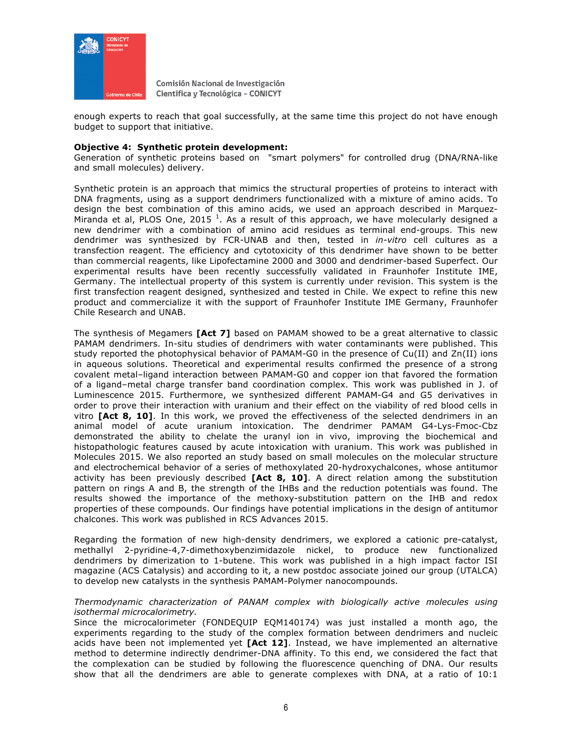enough experts to reach that goal successfully, at the same time this project do not have enough budget to support that initiative.

**Objective 4: Synthetic protein development:**
Generation of synthetic proteins based on "smart polymers" for controlled drug (DNA/RNA-like and small molecules) delivery.

Synthetic protein is an approach that mimics the structural properties of proteins to interact with DNA fragments, using as a support dendrimers functionalized with a mixture of amino acids. To design the best combination of this amino acids, we used an approach described in Marquez-Miranda et al, PLOS One, 2015 [1]. As a result of this approach, we have molecularly designed a new dendrimer with a combination of amino acid residues as terminal end-groups. This new dendrimer was synthesized by FCR-UNAB and then, tested in *in-vitro* cell cultures as a transfection reagent. The efficiency and cytotoxicity of this dendrimer have shown to be better than commercial reagents, like Lipofectamine 2000 and 3000 and dendrimer-based Superfect. Our experimental results have been recently successfully validated in Fraunhofer Institute IME, Germany. The intellectual property of this system is currently under revision. This system is the first transfection reagent designed, synthesized and tested in Chile. We expect to refine this new product and commercialize it with the support of Fraunhofer Institute IME Germany, Fraunhofer Chile Research and UNAB.

The synthesis of Megamers **[Act 7]** based on PAMAM showed to be a great alternative to classic PAMAM dendrimers. In-situ studies of dendrimers with water contaminants were published. This study reported the photophysical behavior of PAMAM-G0 in the presence of Cu(II) and Zn(II) ions in aqueous solutions. Theoretical and experimental results confirmed the presence of a strong covalent metal–ligand interaction between PAMAM-G0 and copper ion that favored the formation of a ligand–metal charge transfer band coordination complex. This work was published in J. of Luminescence 2015. Furthermore, we synthesized different PAMAM-G4 and G5 derivatives in order to prove their interaction with uranium and their effect on the viability of red blood cells in vitro **[Act 8, 10]**. In this work, we proved the effectiveness of the selected dendrimers in an animal model of acute uranium intoxication. The dendrimer PAMAM G4-Lys-Fmoc-Cbz demonstrated the ability to chelate the uranyl ion in vivo, improving the biochemical and histopathologic features caused by acute intoxication with uranium. This work was published in Molecules 2015. We also reported an study based on small molecules on the molecular structure and electrochemical behavior of a series of methoxylated 20-hydroxychalcones, whose antitumor activity has been previously described **[Act 8, 10]**. A direct relation among the substitution pattern on rings A and B, the strength of the IHBs and the reduction potentials was found. The results showed the importance of the methoxy-substitution pattern on the IHB and redox properties of these compounds. Our findings have potential implications in the design of antitumor chalcones. This work was published in RCS Advances 2015.

Regarding the formation of new high-density dendrimers, we explored a cationic pre-catalyst, methallyl 2-pyridine-4,7-dimethoxybenzimidazole nickel, to produce new functionalized dendrimers by dimerization to 1-butene. This work was published in a high impact factor ISI magazine (ACS Catalysis) and according to it, a new postdoc associate joined our group (UTALCA) to develop new catalysts in the synthesis PAMAM-Polymer nanocompounds.

*Thermodynamic characterization of PANAM complex with biologically active molecules using isothermal microcalorimetry.*
Since the microcalorimeter (FONDEQUIP EQM140174) was just installed a month ago, the experiments regarding to the study of the complex formation between dendrimers and nucleic acids have been not implemented yet **[Act 12]**. Instead, we have implemented an alternative method to determine indirectly dendrimer-DNA affinity. To this end, we considered the fact that the complexation can be studied by following the fluorescence quenching of DNA. Our results show that all the dendrimers are able to generate complexes with DNA, at a ratio of 10:1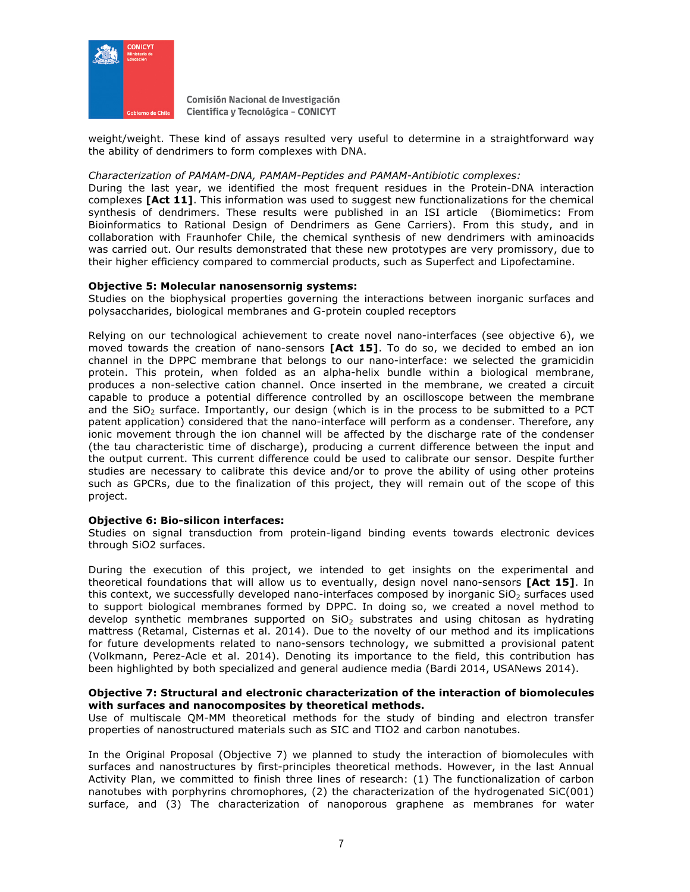weight/weight. These kind of assays resulted very useful to determine in a straightforward way the ability of dendrimers to form complexes with DNA.

*Characterization of PAMAM-DNA, PAMAM-Peptides and PAMAM-Antibiotic complexes:*
During the last year, we identified the most frequent residues in the Protein-DNA interaction complexes **[Act 11]**. This information was used to suggest new functionalizations for the chemical synthesis of dendrimers. These results were published in an ISI article (Biomimetics: From Bioinformatics to Rational Design of Dendrimers as Gene Carriers). From this study, and in collaboration with Fraunhofer Chile, the chemical synthesis of new dendrimers with aminoacids was carried out. Our results demonstrated that these new prototypes are very promissory, due to their higher efficiency compared to commercial products, such as Superfect and Lipofectamine.

**Objective 5: Molecular nanosensornig systems:**
Studies on the biophysical properties governing the interactions between inorganic surfaces and polysaccharides, biological membranes and G-protein coupled receptors

Relying on our technological achievement to create novel nano-interfaces (see objective 6), we moved towards the creation of nano-sensors **[Act 15]**. To do so, we decided to embed an ion channel in the DPPC membrane that belongs to our nano-interface: we selected the gramicidin protein. This protein, when folded as an alpha-helix bundle within a biological membrane, produces a non-selective cation channel. Once inserted in the membrane, we created a circuit capable to produce a potential difference controlled by an oscilloscope between the membrane and the $SiO_2$ surface. Importantly, our design (which is in the process to be submitted to a PCT patent application) considered that the nano-interface will perform as a condenser. Therefore, any ionic movement through the ion channel will be affected by the discharge rate of the condenser (the tau characteristic time of discharge), producing a current difference between the input and the output current. This current difference could be used to calibrate our sensor. Despite further studies are necessary to calibrate this device and/or to prove the ability of using other proteins such as GPCRs, due to the finalization of this project, they will remain out of the scope of this project.

**Objective 6: Bio-silicon interfaces:**
Studies on signal transduction from protein-ligand binding events towards electronic devices through SiO2 surfaces.

During the execution of this project, we intended to get insights on the experimental and theoretical foundations that will allow us to eventually, design novel nano-sensors **[Act 15]**. In this context, we successfully developed nano-interfaces composed by inorganic $SiO_2$ surfaces used to support biological membranes formed by DPPC. In doing so, we created a novel method to develop synthetic membranes supported on $SiO_2$ substrates and using chitosan as hydrating mattress (Retamal, Cisternas et al. 2014). Due to the novelty of our method and its implications for future developments related to nano-sensors technology, we submitted a provisional patent (Volkmann, Perez-Acle et al. 2014). Denoting its importance to the field, this contribution has been highlighted by both specialized and general audience media (Bardi 2014, USANews 2014).

**Objective 7: Structural and electronic characterization of the interaction of biomolecules with surfaces and nanocomposites by theoretical methods.**
Use of multiscale QM-MM theoretical methods for the study of binding and electron transfer properties of nanostructured materials such as SIC and TIO2 and carbon nanotubes.

In the Original Proposal (Objective 7) we planned to study the interaction of biomolecules with surfaces and nanostructures by first-principles theoretical methods. However, in the last Annual Activity Plan, we committed to finish three lines of research: (1) The functionalization of carbon nanotubes with porphyrins chromophores, (2) the characterization of the hydrogenated SiC(001) surface, and (3) The characterization of nanoporous graphene as membranes for water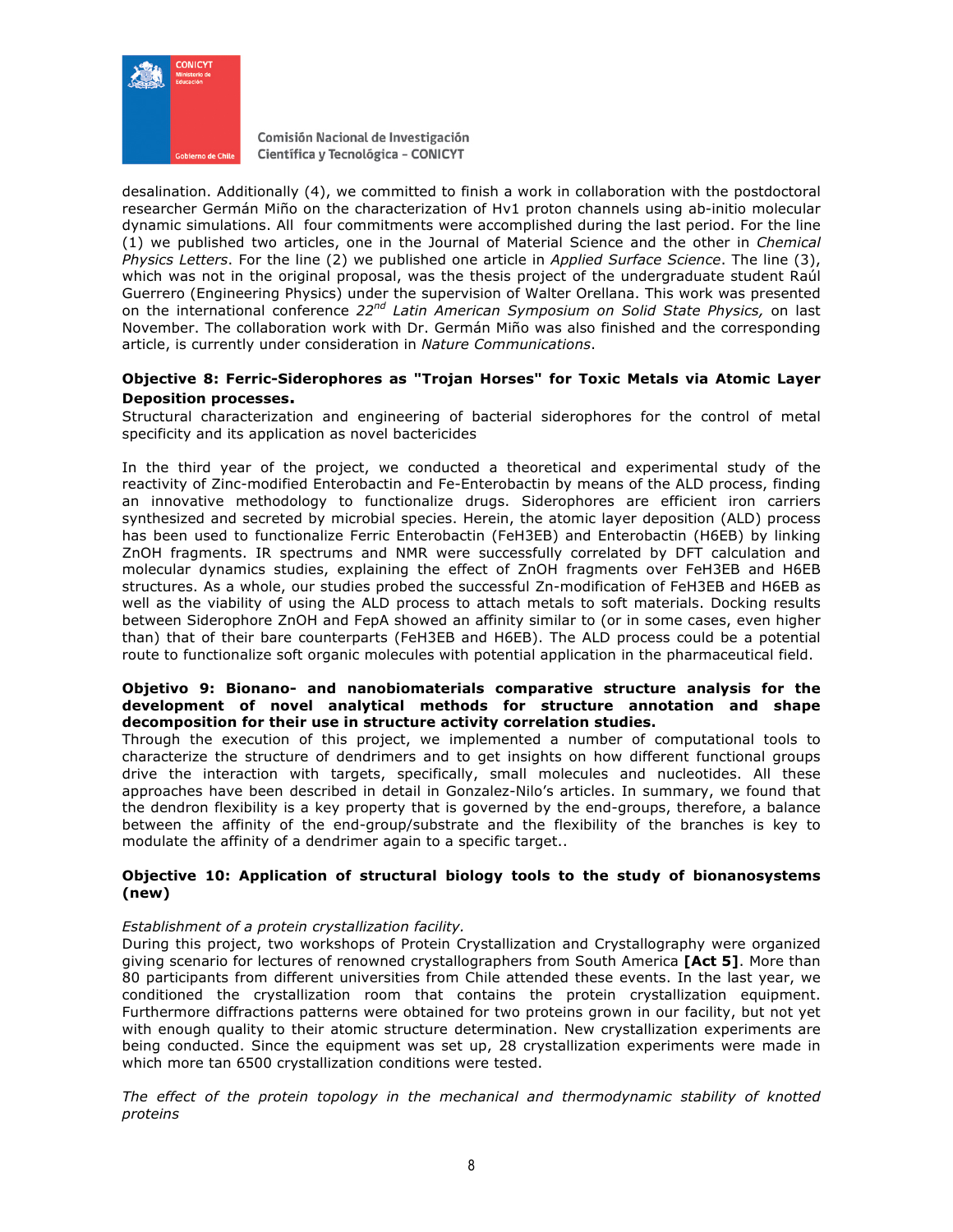desalination. Additionally (4), we committed to finish a work in collaboration with the postdoctoral researcher Germán Miño on the characterization of Hv1 proton channels using ab-initio molecular dynamic simulations. All four commitments were accomplished during the last period. For the line (1) we published two articles, one in the Journal of Material Science and the other in *Chemical Physics Letters*. For the line (2) we published one article in *Applied Surface Science*. The line (3), which was not in the original proposal, was the thesis project of the undergraduate student Raúl Guerrero (Engineering Physics) under the supervision of Walter Orellana. This work was presented on the international conference *22nd Latin American Symposium on Solid State Physics,* on last November. The collaboration work with Dr. Germán Miño was also finished and the corresponding article, is currently under consideration in *Nature Communications*.

**Objective 8: Ferric-Siderophores as "Trojan Horses" for Toxic Metals via Atomic Layer Deposition processes.**

Structural characterization and engineering of bacterial siderophores for the control of metal specificity and its application as novel bactericides

In the third year of the project, we conducted a theoretical and experimental study of the reactivity of Zinc-modified Enterobactin and Fe-Enterobactin by means of the ALD process, finding an innovative methodology to functionalize drugs. Siderophores are efficient iron carriers synthesized and secreted by microbial species. Herein, the atomic layer deposition (ALD) process has been used to functionalize Ferric Enterobactin (FeH3EB) and Enterobactin (H6EB) by linking ZnOH fragments. IR spectrums and NMR were successfully correlated by DFT calculation and molecular dynamics studies, explaining the effect of ZnOH fragments over FeH3EB and H6EB structures. As a whole, our studies probed the successful Zn-modification of FeH3EB and H6EB as well as the viability of using the ALD process to attach metals to soft materials. Docking results between Siderophore ZnOH and FepA showed an affinity similar to (or in some cases, even higher than) that of their bare counterparts (FeH3EB and H6EB). The ALD process could be a potential route to functionalize soft organic molecules with potential application in the pharmaceutical field.

**Objetivo 9: Bionano- and nanobiomaterials comparative structure analysis for the development of novel analytical methods for structure annotation and shape decomposition for their use in structure activity correlation studies.**

Through the execution of this project, we implemented a number of computational tools to characterize the structure of dendrimers and to get insights on how different functional groups drive the interaction with targets, specifically, small molecules and nucleotides. All these approaches have been described in detail in Gonzalez-Nilo's articles. In summary, we found that the dendron flexibility is a key property that is governed by the end-groups, therefore, a balance between the affinity of the end-group/substrate and the flexibility of the branches is key to modulate the affinity of a dendrimer again to a specific target..

**Objective 10: Application of structural biology tools to the study of bionanosystems (new)**

*Establishment of a protein crystallization facility.*

During this project, two workshops of Protein Crystallization and Crystallography were organized giving scenario for lectures of renowned crystallographers from South America **[Act 5]**. More than 80 participants from different universities from Chile attended these events. In the last year, we conditioned the crystallization room that contains the protein crystallization equipment. Furthermore diffractions patterns were obtained for two proteins grown in our facility, but not yet with enough quality to their atomic structure determination. New crystallization experiments are being conducted. Since the equipment was set up, 28 crystallization experiments were made in which more tan 6500 crystallization conditions were tested.

*The effect of the protein topology in the mechanical and thermodynamic stability of knotted proteins*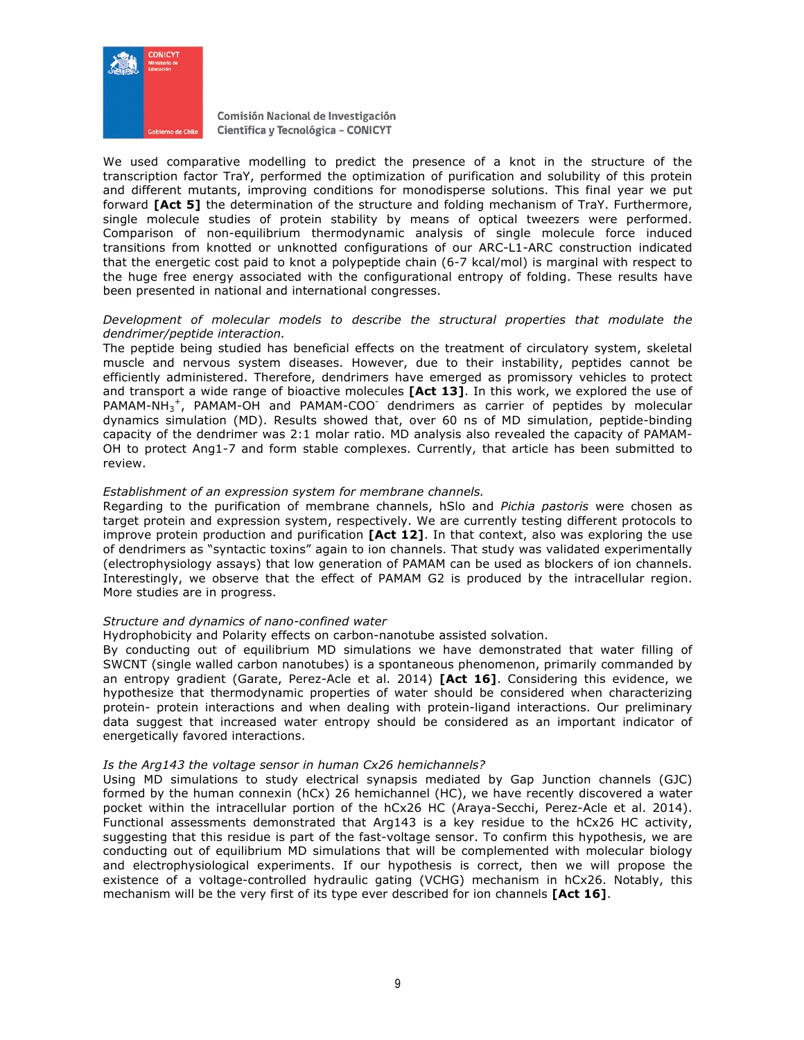We used comparative modelling to predict the presence of a knot in the structure of the transcription factor TraY, performed the optimization of purification and solubility of this protein and different mutants, improving conditions for monodisperse solutions. This final year we put forward **[Act 5]** the determination of the structure and folding mechanism of TraY. Furthermore, single molecule studies of protein stability by means of optical tweezers were performed. Comparison of non-equilibrium thermodynamic analysis of single molecule force induced transitions from knotted or unknotted configurations of our ARC-L1-ARC construction indicated that the energetic cost paid to knot a polypeptide chain (6-7 kcal/mol) is marginal with respect to the huge free energy associated with the configurational entropy of folding. These results have been presented in national and international congresses.

*Development of molecular models to describe the structural properties that modulate the dendrimer/peptide interaction.*

The peptide being studied has beneficial effects on the treatment of circulatory system, skeletal muscle and nervous system diseases. However, due to their instability, peptides cannot be efficiently administered. Therefore, dendrimers have emerged as promissory vehicles to protect and transport a wide range of bioactive molecules **[Act 13]**. In this work, we explored the use of PAMAM-$NH_3^+$, PAMAM-OH and PAMAM-$COO^-$ dendrimers as carrier of peptides by molecular dynamics simulation (MD). Results showed that, over 60 ns of MD simulation, peptide-binding capacity of the dendrimer was 2:1 molar ratio. MD analysis also revealed the capacity of PAMAM-OH to protect Ang1-7 and form stable complexes. Currently, that article has been submitted to review.

*Establishment of an expression system for membrane channels.*

Regarding to the purification of membrane channels, hSlo and *Pichia pastoris* were chosen as target protein and expression system, respectively. We are currently testing different protocols to improve protein production and purification **[Act 12]**. In that context, also was exploring the use of dendrimers as "syntactic toxins" again to ion channels. That study was validated experimentally (electrophysiology assays) that low generation of PAMAM can be used as blockers of ion channels. Interestingly, we observe that the effect of PAMAM G2 is produced by the intracellular region. More studies are in progress.

*Structure and dynamics of nano-confined water*

Hydrophobicity and Polarity effects on carbon-nanotube assisted solvation.

By conducting out of equilibrium MD simulations we have demonstrated that water filling of SWCNT (single walled carbon nanotubes) is a spontaneous phenomenon, primarily commanded by an entropy gradient (Garate, Perez-Acle et al. 2014) **[Act 16]**. Considering this evidence, we hypothesize that thermodynamic properties of water should be considered when characterizing protein- protein interactions and when dealing with protein-ligand interactions. Our preliminary data suggest that increased water entropy should be considered as an important indicator of energetically favored interactions.

*Is the Arg143 the voltage sensor in human Cx26 hemichannels?*

Using MD simulations to study electrical synapsis mediated by Gap Junction channels (GJC) formed by the human connexin (hCx) 26 hemichannel (HC), we have recently discovered a water pocket within the intracellular portion of the hCx26 HC (Araya-Secchi, Perez-Acle et al. 2014). Functional assessments demonstrated that Arg143 is a key residue to the hCx26 HC activity, suggesting that this residue is part of the fast-voltage sensor. To confirm this hypothesis, we are conducting out of equilibrium MD simulations that will be complemented with molecular biology and electrophysiological experiments. If our hypothesis is correct, then we will propose the existence of a voltage-controlled hydraulic gating (VCHG) mechanism in hCx26. Notably, this mechanism will be the very first of its type ever described for ion channels **[Act 16]**.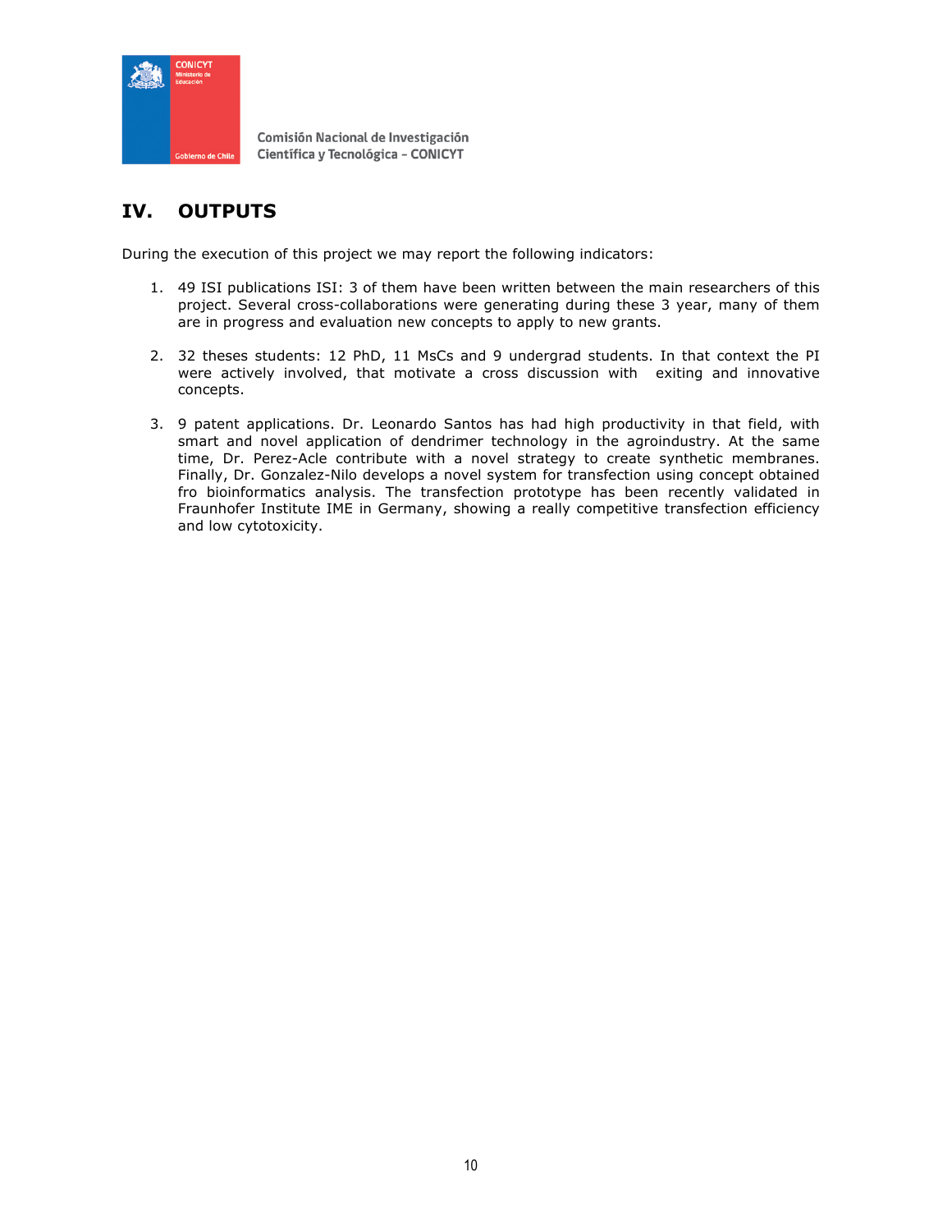## IV. OUTPUTS

During the execution of this project we may report the following indicators:

1. 49 ISI publications ISI: 3 of them have been written between the main researchers of this project. Several cross-collaborations were generating during these 3 year, many of them are in progress and evaluation new concepts to apply to new grants.

2. 32 theses students: 12 PhD, 11 MsCs and 9 undergrad students. In that context the PI were actively involved, that motivate a cross discussion with exiting and innovative concepts.

3. 9 patent applications. Dr. Leonardo Santos has had high productivity in that field, with smart and novel application of dendrimer technology in the agroindustry. At the same time, Dr. Perez-Acle contribute with a novel strategy to create synthetic membranes. Finally, Dr. Gonzalez-Nilo develops a novel system for transfection using concept obtained fro bioinformatics analysis. The transfection prototype has been recently validated in Fraunhofer Institute IME in Germany, showing a really competitive transfection efficiency and low cytotoxicity.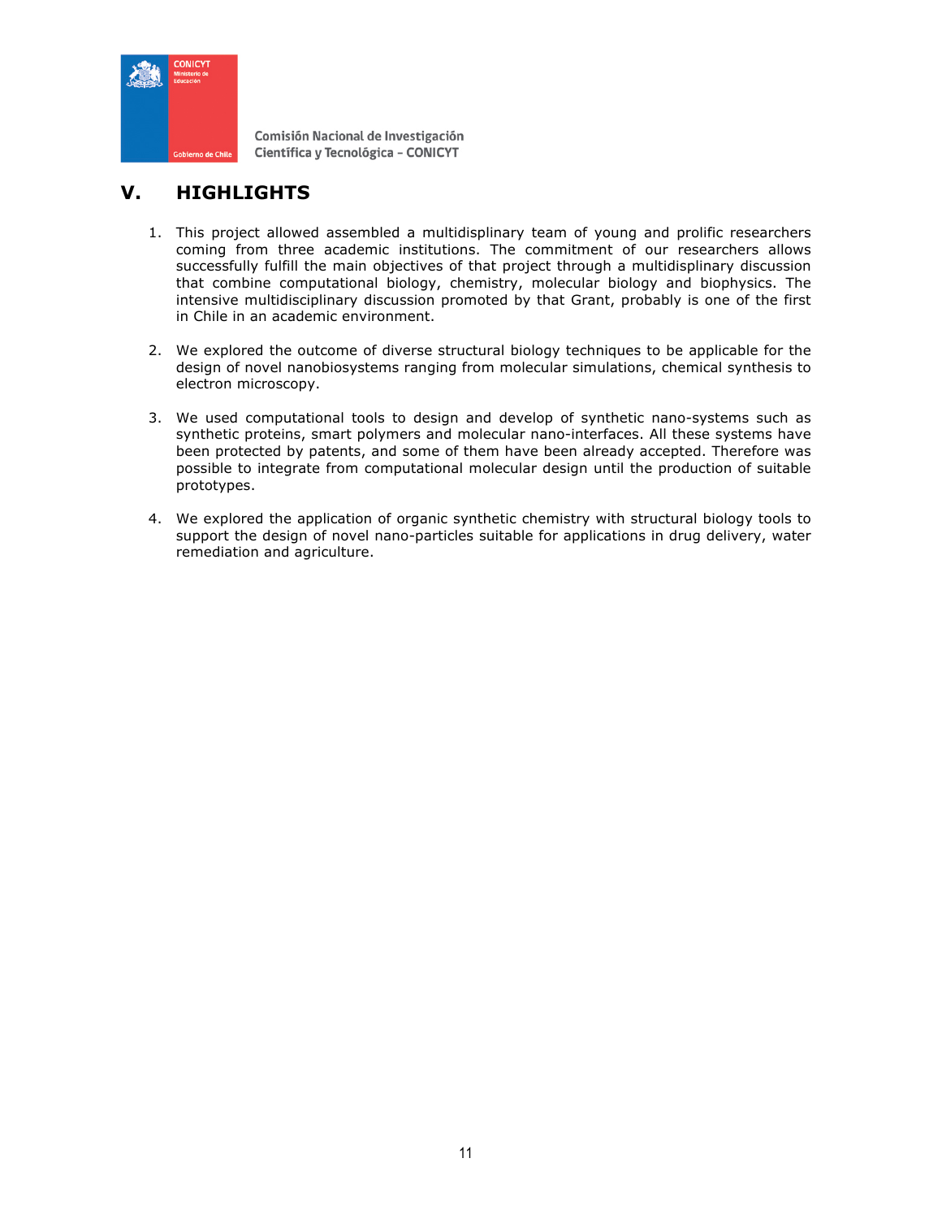## V. HIGHLIGHTS

1. This project allowed assembled a multidisplinary team of young and prolific researchers coming from three academic institutions. The commitment of our researchers allows successfully fulfill the main objectives of that project through a multidisplinary discussion that combine computational biology, chemistry, molecular biology and biophysics. The intensive multidisciplinary discussion promoted by that Grant, probably is one of the first in Chile in an academic environment.

2. We explored the outcome of diverse structural biology techniques to be applicable for the design of novel nanobiosystems ranging from molecular simulations, chemical synthesis to electron microscopy.

3. We used computational tools to design and develop of synthetic nano-systems such as synthetic proteins, smart polymers and molecular nano-interfaces. All these systems have been protected by patents, and some of them have been already accepted. Therefore was possible to integrate from computational molecular design until the production of suitable prototypes.

4. We explored the application of organic synthetic chemistry with structural biology tools to support the design of novel nano-particles suitable for applications in drug delivery, water remediation and agriculture.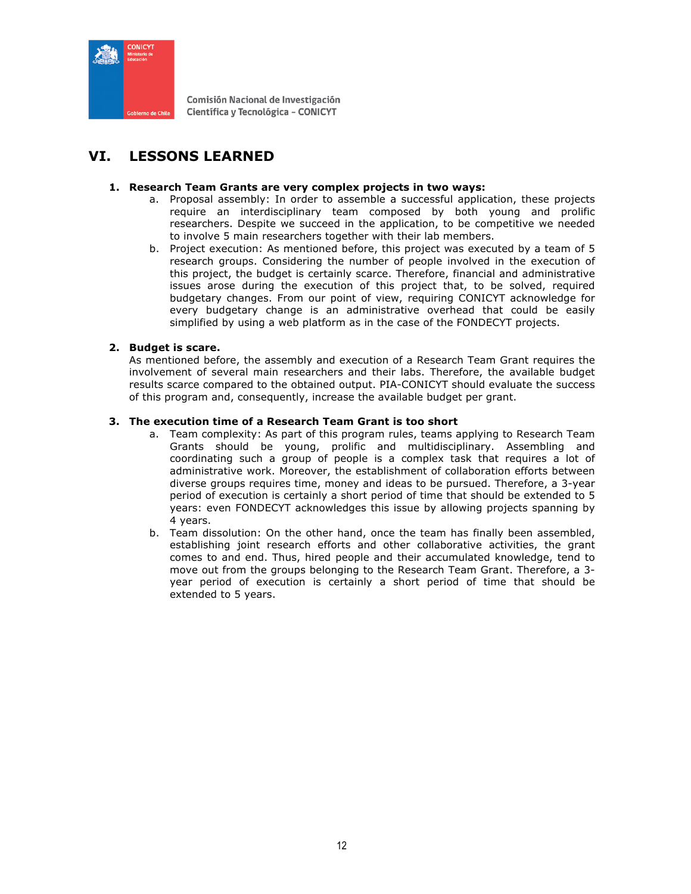## VI. LESSONS LEARNED

1. **Research Team Grants are very complex projects in two ways:**
    a. Proposal assembly: In order to assemble a successful application, these projects require an interdisciplinary team composed by both young and prolific researchers. Despite we succeed in the application, to be competitive we needed to involve 5 main researchers together with their lab members.
    b. Project execution: As mentioned before, this project was executed by a team of 5 research groups. Considering the number of people involved in the execution of this project, the budget is certainly scarce. Therefore, financial and administrative issues arose during the execution of this project that, to be solved, required budgetary changes. From our point of view, requiring CONICYT acknowledge for every budgetary change is an administrative overhead that could be easily simplified by using a web platform as in the case of the FONDECYT projects.

2. **Budget is scare.**
As mentioned before, the assembly and execution of a Research Team Grant requires the involvement of several main researchers and their labs. Therefore, the available budget results scarce compared to the obtained output. PIA-CONICYT should evaluate the success of this program and, consequently, increase the available budget per grant.

3. **The execution time of a Research Team Grant is too short**
    a. Team complexity: As part of this program rules, teams applying to Research Team Grants should be young, prolific and multidisciplinary. Assembling and coordinating such a group of people is a complex task that requires a lot of administrative work. Moreover, the establishment of collaboration efforts between diverse groups requires time, money and ideas to be pursued. Therefore, a 3-year period of execution is certainly a short period of time that should be extended to 5 years: even FONDECYT acknowledges this issue by allowing projects spanning by 4 years.
    b. Team dissolution: On the other hand, once the team has finally been assembled, establishing joint research efforts and other collaborative activities, the grant comes to and end. Thus, hired people and their accumulated knowledge, tend to move out from the groups belonging to the Research Team Grant. Therefore, a 3-year period of execution is certainly a short period of time that should be extended to 5 years.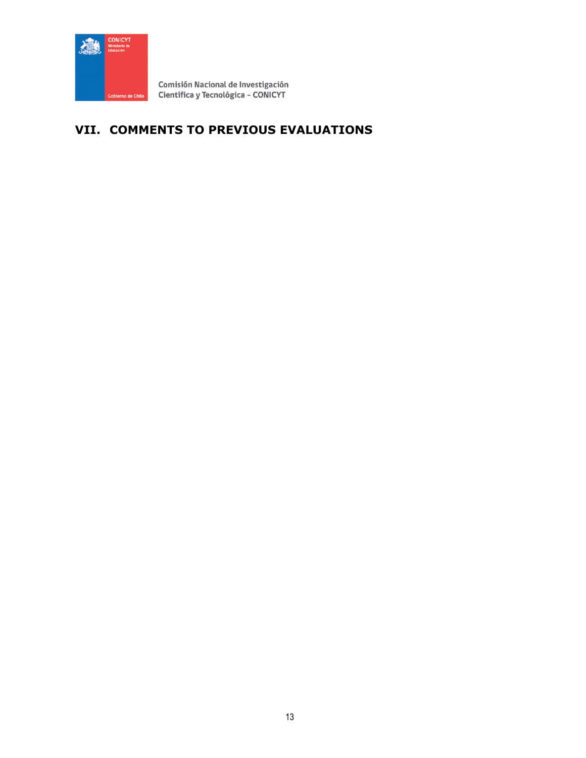## VII. COMMENTS TO PREVIOUS EVALUATIONS